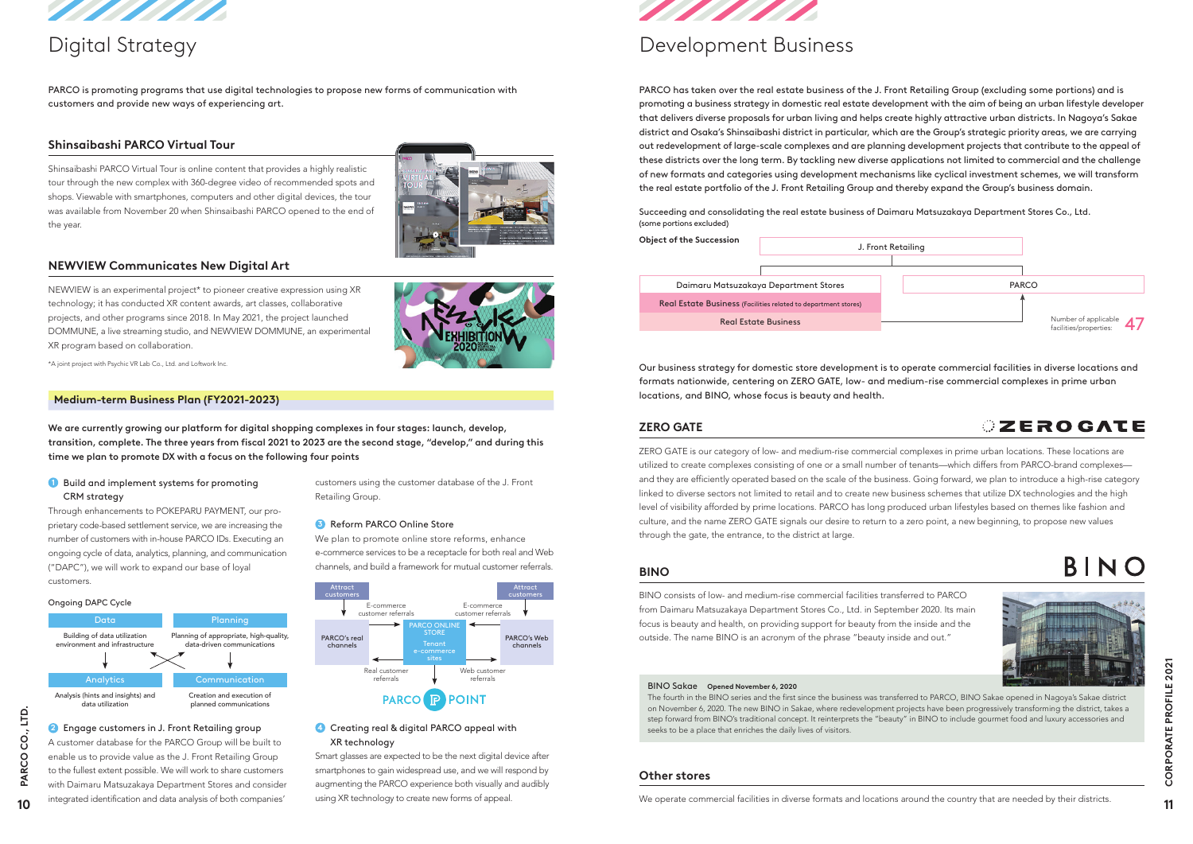# Digital Strategy

PARCO is promoting programs that use digital technologies to propose new forms of communication with customers and provide new ways of experiencing art.

## Shinsaibashi PARCO Virtual Tour

Shinsaibashi PARCO Virtual Tour is online content that provides a highly realistic tour through the new complex with 360-degree video of recommended spots and shops. Viewable with smartphones, computers and other digital devices, the tour was available from November 20 when Shinsaibashi PARCO opened to the end of the year.

## NEWVIEW Communicates New Digital Art

NEWVIEW is an experimental project* to pioneer creative expression using XR technology; it has conducted XR content awards, art classes, collaborative projects, and other programs since 2018. In May 2021, the project launched DOMMUNE, a live streaming studio, and NEWVIEW DOMMUNE, an experimental XR program based on collaboration.

*A joint project with Psychic VR Lab Co., Ltd. and Loftwork Inc.

## Medium-term Business Plan (FY2021-2023)

**We are currently growing our platform for digital shopping complexes in four stages: launch, develop, transition, complete. The three years from fiscal 2021 to 2023 are the second stage, "develop," and during this time we plan to promote DX with a focus on the following four points**

### 1 Build and implement systems for promoting CRM strategy

Through enhancements to POKEPARU PAYMENT, our proprietary code-based settlement service, we are increasing the number of customers with in-house PARCO IDs. Executing an ongoing cycle of data, analytics, planning, and communication ("DAPC"), we will work to expand our base of loyal customers.

Ongoing DAPC Cycle

| Data | Planning |
|---|---|
| Building of data utilization environment and infrastructure | Planning of appropriate, high-quality, data-driven communications |
| **Analytics** | **Communication** |
| Analysis (hints and insights) and data utilization | Creation and execution of planned communications |

### 2 Engage customers in J. Front Retailing group

A customer database for the PARCO Group will be built to enable us to provide value as the J. Front Retailing Group to the fullest extent possible. We will work to share customers with Daimaru Matsuzakaya Department Stores and consider integrated identification and data analysis of both companies' customers using the customer database of the J. Front Retailing Group.

### 3 Reform PARCO Online Store

We plan to promote online store reforms, enhance e-commerce services to be a receptacle for both real and Web channels, and build a framework for mutual customer referrals.

- PARCO's real channels: Attract customers; E-commerce customer referrals → PARCO ONLINE STORE / Tenant e-commerce sites
- PARCO's Web channels: Attract customers; E-commerce customer referrals → PARCO ONLINE STORE / Tenant e-commerce sites
- PARCO ONLINE STORE / Tenant e-commerce sites → Real customer referrals (to PARCO's real channels), Web customer referrals (to PARCO's Web channels)
- PARCO POINT

### 4 Creating real & digital PARCO appeal with XR technology

Smart glasses are expected to be the next digital device after smartphones to gain widespread use, and we will respond by augmenting the PARCO experience both visually and audibly using XR technology to create new forms of appeal.

# Development Business

PARCO has taken over the real estate business of the J. Front Retailing Group (excluding some portions) and is promoting a business strategy in domestic real estate development with the aim of being an urban lifestyle developer that delivers diverse proposals for urban living and helps create highly attractive urban districts. In Nagoya's Sakae district and Osaka's Shinsaibashi district in particular, which are the Group's strategic priority areas, we are carrying out redevelopment of large-scale complexes and are planning development projects that contribute to the appeal of these districts over the long term. By tackling new diverse applications not limited to commercial and the challenge of new formats and categories using development mechanisms like cyclical investment schemes, we will transform the real estate portfolio of the J. Front Retailing Group and thereby expand the Group's business domain.

Succeeding and consolidating the real estate business of Daimaru Matsuzakaya Department Stores Co., Ltd. (some portions excluded)

**Object of the Succession**

- J. Front Retailing
  - Daimaru Matsuzakaya Department Stores
    - Real Estate Business (Facilities related to department stores)
    - Real Estate Business → PARCO
  - PARCO

Number of applicable facilities/properties: 47

Our business strategy for domestic store development is to operate commercial facilities in diverse locations and formats nationwide, centering on ZERO GATE, low- and medium-rise commercial complexes in prime urban locations, and BINO, whose focus is beauty and health.

## ZERO GATE

ZERO GATE is our category of low- and medium-rise commercial complexes in prime urban locations. These locations are utilized to create complexes consisting of one or a small number of tenants—which differs from PARCO-brand complexes—and they are efficiently operated based on the scale of the business. Going forward, we plan to introduce a high-rise category linked to diverse sectors not limited to retail and to create new business schemes that utilize DX technologies and the high level of visibility afforded by prime locations. PARCO has long produced urban lifestyles based on themes like fashion and culture, and the name ZERO GATE signals our desire to return to a zero point, a new beginning, to propose new values through the gate, the entrance, to the district at large.

## BINO

BINO consists of low- and medium-rise commercial facilities transferred to PARCO from Daimaru Matsuzakaya Department Stores Co., Ltd. in September 2020. Its main focus is beauty and health, on providing support for beauty from the inside and the outside. The name BINO is an acronym of the phrase "beauty inside and out."

**BINO Sakae** Opened November 6, 2020

The fourth in the BINO series and the first since the business was transferred to PARCO, BINO Sakae opened in Nagoya's Sakae district on November 6, 2020. The new BINO in Sakae, where redevelopment projects have been progressively transforming the district, takes a step forward from BINO's traditional concept. It reinterprets the "beauty" in BINO to include gourmet food and luxury accessories and seeks to be a place that enriches the daily lives of visitors.

## Other stores

We operate commercial facilities in diverse formats and locations around the country that are needed by their districts.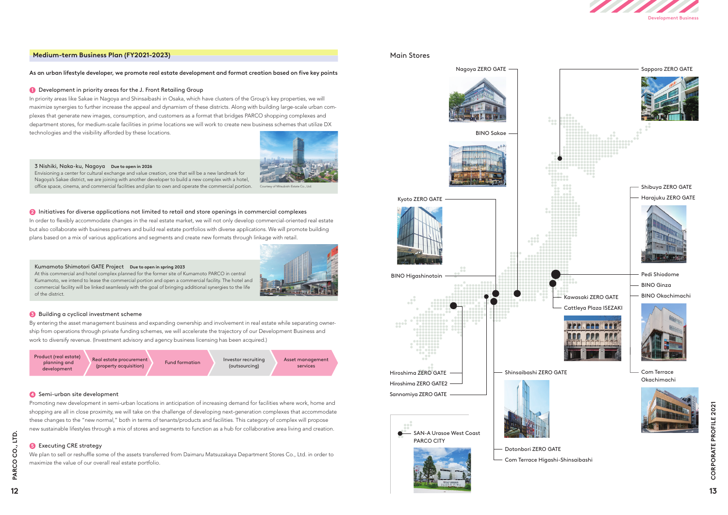## Medium-term Business Plan (FY2021-2023)

**As an urban lifestyle developer, we promote real estate development and format creation based on five key points**

### 1 Development in priority areas for the J. Front Retailing Group

In priority areas like Sakae in Nagoya and Shinsaibashi in Osaka, which have clusters of the Group's key properties, we will maximize synergies to further increase the appeal and dynamism of these districts. Along with building large-scale urban complexes that generate new images, consumption, and customers as a format that bridges PARCO shopping complexes and department stores, for medium-scale facilities in prime locations we will work to create new business schemes that utilize DX technologies and the visibility afforded by these locations.

**3 Nishiki, Naka-ku, Nagoya** **Due to open in 2026**
Envisioning a center for cultural exchange and value creation, one that will be a new landmark for Nagoya's Sakae district, we are joining with another developer to build a new complex with a hotel, office space, cinema, and commercial facilities and plan to own and operate the commercial portion.

Courtesy of Mitsubishi Estate Co., Ltd.

### 2 Initiatives for diverse applications not limited to retail and store openings in commercial complexes

In order to flexibly accommodate changes in the real estate market, we will not only develop commercial-oriented real estate but also collaborate with business partners and build real estate portfolios with diverse applications. We will promote building plans based on a mix of various applications and segments and create new formats through linkage with retail.

**Kumamoto Shimotori GATE Project** **Due to open in spring 2023**
At this commercial and hotel complex planned for the former site of Kumamoto PARCO in central Kumamoto, we intend to lease the commercial portion and open a commercial facility. The hotel and commercial facility will be linked seamlessly with the goal of bringing additional synergies to the life of the district.

### 3 Building a cyclical investment scheme

By entering the asset management business and expanding ownership and involvement in real estate while separating ownership from operations through private funding schemes, we will accelerate the trajectory of our Development Business and work to diversify revenue. (Investment advisory and agency business licensing has been acquired.)

Product (real estate) planning and development → Real estate procurement (property acquisition) → Fund formation → Investor recruiting (outsourcing) → Asset management services

### 4 Semi-urban site development

Promoting new development in semi-urban locations in anticipation of increasing demand for facilities where work, home and shopping are all in close proximity, we will take on the challenge of developing next-generation complexes that accommodate these changes to the "new normal," both in terms of tenants/products and facilities. This category of complex will propose new sustainable lifestyles through a mix of stores and segments to function as a hub for collaborative area living and creation.

### 5 Executing CRE strategy

We plan to sell or reshuffle some of the assets transferred from Daimaru Matsuzakaya Department Stores Co., Ltd. in order to maximize the value of our overall real estate portfolio.

## Main Stores

- Nagoya ZERO GATE
- BINO Sakae
- Sapporo ZERO GATE
- Kyoto ZERO GATE
- BINO Higashinotoin
- Shibuya ZERO GATE
- Harajuku ZERO GATE
- Pedi Shiodome
- BINO Ginza
- BINO Okachimachi
- Kawasaki ZERO GATE
- Cattleya Plaza ISEZAKI
- Com Terrace Okachimachi
- Hiroshima ZERO GATE
- Hiroshima ZERO GATE2
- Sannomiya ZERO GATE
- Shinsaibashi ZERO GATE
- Dotonbori ZERO GATE
- Com Terrace Higashi-Shinsaibashi
- SAN-A Urasoe West Coast PARCO CITY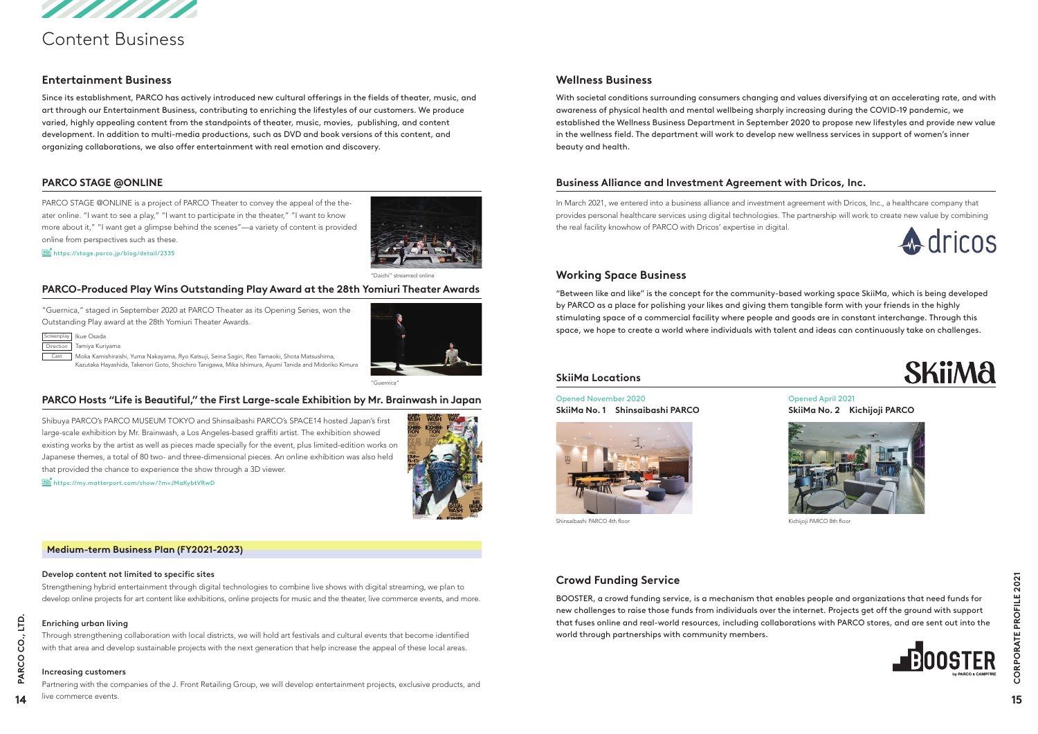# Content Business

## Entertainment Business

Since its establishment, PARCO has actively introduced new cultural offerings in the fields of theater, music, and art through our Entertainment Business, contributing to enriching the lifestyles of our customers. We produce varied, highly appealing content from the standpoints of theater, music, movies, publishing, and content development. In addition to multi-media productions, such as DVD and book versions of this content, and organizing collaborations, we also offer entertainment with real emotion and discovery.

### PARCO STAGE @ONLINE

PARCO STAGE @ONLINE is a project of PARCO Theater to convey the appeal of the theater online. "I want to see a play," "I want to participate in the theater," "I want to know more about it," "I want get a glimpse behind the scenes"—a variety of content is provided online from perspectives such as these.

Web https://stage.parco.jp/blog/detail/2335

"Daichi" streamed online

### PARCO-Produced Play Wins Outstanding Play Award at the 28th Yomiuri Theater Awards

"Guernica," staged in September 2020 at PARCO Theater as its Opening Series, won the Outstanding Play award at the 28th Yomiuri Theater Awards.

Screenplay Ikue Osada
Direction Tamiya Kuriyama
Cast Moka Kamishiraishi, Yuma Nakayama, Ryo Katsuji, Seina Sagiri, Reo Tamaoki, Shota Matsushima, Kazutaka Hayashida, Takenori Goto, Shoichiro Tanigawa, Mika Ishimura, Ayumi Tanida and Midoriko Kimura

"Guernica"

### PARCO Hosts "Life is Beautiful," the First Large-scale Exhibition by Mr. Brainwash in Japan

Shibuya PARCO's PARCO MUSEUM TOKYO and Shinsaibashi PARCO's SPACE14 hosted Japan's first large-scale exhibition by Mr. Brainwash, a Los Angeles-based graffiti artist. The exhibition showed existing works by the artist as well as pieces made specially for the event, plus limited-edition works on Japanese themes, a total of 80 two- and three-dimensional pieces. An online exhibition was also held that provided the chance to experience the show through a 3D viewer.

Web https://my.matterport.com/show/?m=JMaKybtVRwD

### Medium-term Business Plan (FY2021-2023)

**Develop content not limited to specific sites**

Strengthening hybrid entertainment through digital technologies to combine live shows with digital streaming, we plan to develop online projects for art content like exhibitions, online projects for music and the theater, live commerce events, and more.

**Enriching urban living**

Through strengthening collaboration with local districts, we will hold art festivals and cultural events that become identified with that area and develop sustainable projects with the next generation that help increase the appeal of these local areas.

**Increasing customers**

Partnering with the companies of the J. Front Retailing Group, we will develop entertainment projects, exclusive products, and live commerce events.

## Wellness Business

With societal conditions surrounding consumers changing and values diversifying at an accelerating rate, and with awareness of physical health and mental wellbeing sharply increasing during the COVID-19 pandemic, we established the Wellness Business Department in September 2020 to propose new lifestyles and provide new value in the wellness field. The department will work to develop new wellness services in support of women's inner beauty and health.

### Business Alliance and Investment Agreement with Dricos, Inc.

In March 2021, we entered into a business alliance and investment agreement with Dricos, Inc., a healthcare company that provides personal healthcare services using digital technologies. The partnership will work to create new value by combining the real facility knowhow of PARCO with Dricos' expertise in digital.

## Working Space Business

"Between like and like" is the concept for the community-based working space SkiiMa, which is being developed by PARCO as a place for polishing your likes and giving them tangible form with your friends in the highly stimulating space of a commercial facility where people and goods are in constant interchange. Through this space, we hope to create a world where individuals with talent and ideas can continuously take on challenges.

### SkiiMa Locations

Opened November 2020
**SkiiMa No. 1 Shinsaibashi PARCO**

Shinsaibashi PARCO 4th floor

Opened April 2021
**SkiiMa No. 2 Kichijoji PARCO**

Kichijoji PARCO 8th floor

## Crowd Funding Service

BOOSTER, a crowd funding service, is a mechanism that enables people and organizations that need funds for new challenges to raise those funds from individuals over the internet. Projects get off the ground with support that fuses online and real-world resources, including collaborations with PARCO stores, and are sent out into the world through partnerships with community members.